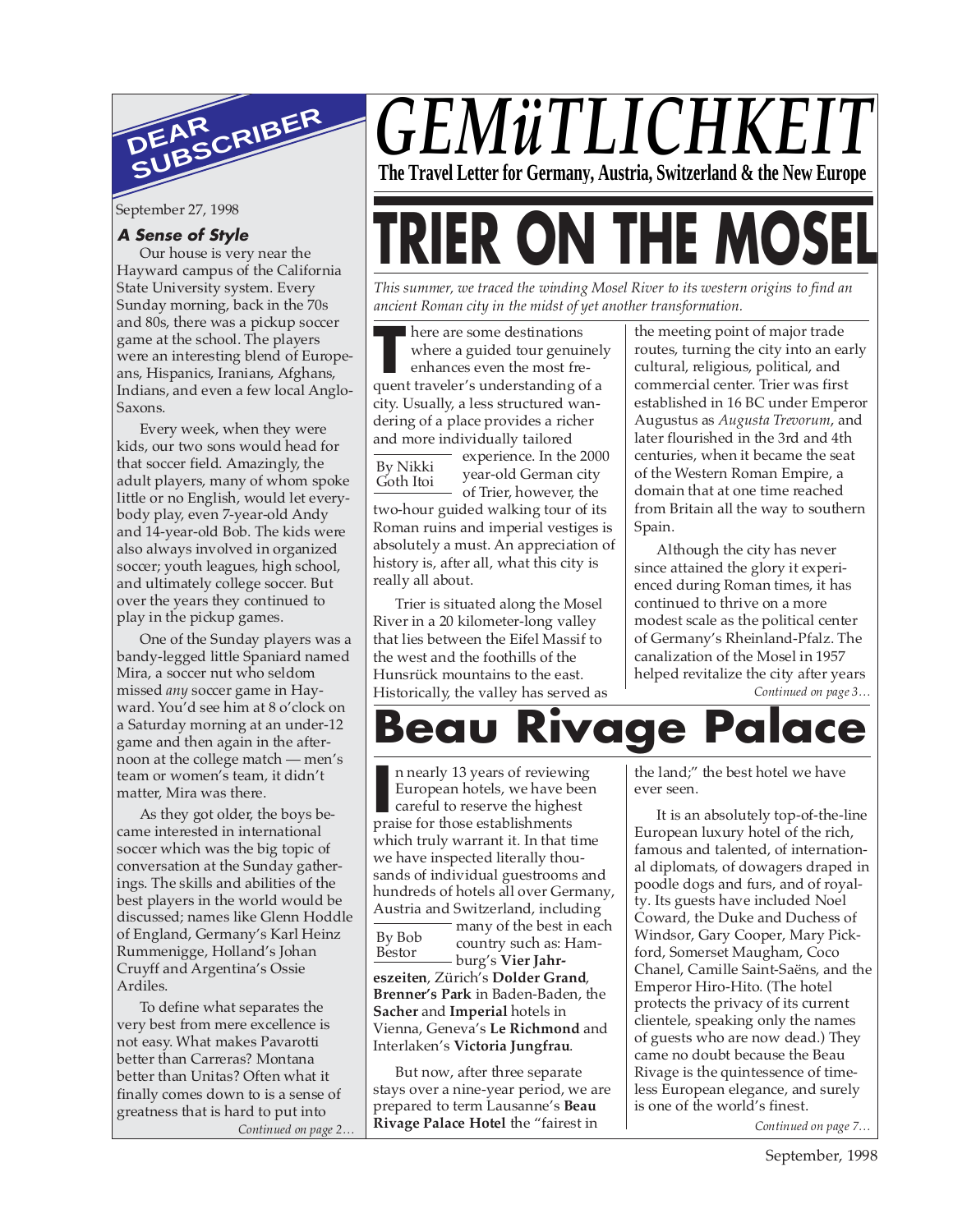# GEMüTLICHKEIT

**The Travel Letter for Germany, Austria, Switzerland & the New Europe**

## DEAR SUBSCRIBER

September 27, 1998

### A Sense of Style

Our house is very near the Hayward campus of the California State University system. Every Sunday morning, back in the 70s and 80s, there was a pickup soccer game at the school. The players were an interesting blend of Europeans, Hispanics, Iranians, Afghans, Indians, and even a few local Anglo-Saxons.

Every week, when they were kids, our two sons would head for that soccer field. Amazingly, the adult players, many of whom spoke little or no English, would let everybody play, even 7-year-old Andy and 14-year-old Bob. The kids were also always involved in organized soccer; youth leagues, high school, and ultimately college soccer. But over the years they continued to play in the pickup games.

One of the Sunday players was a bandy-legged little Spaniard named Mira, a soccer nut who seldom missed *any* soccer game in Hayward. You'd see him at 8 o'clock on a Saturday morning at an under-12 game and then again in the afternoon at the college match — men's team or women's team, it didn't matter, Mira was there.

As they got older, the boys became interested in international soccer which was the big topic of conversation at the Sunday gatherings. The skills and abilities of the best players in the world would be discussed; names like Glenn Hoddle of England, Germany's Karl Heinz Rummenigge, Holland's Johan Cruyff and Argentina's Ossie Ardiles.

To define what separates the very best from mere excellence is not easy. What makes Pavarotti better than Carreras? Montana better than Unitas? Often what it finally comes down to is a sense of greatness that is hard to put into

*Continued on page 2…*

# TRIER ON THE MOSEL

*This summer, we traced the winding Mosel River to its western origins to find an ancient Roman city in the midst of yet another transformation.*

By Nikki Goth Itoi

There are some destinations where a guided tour genuinely enhances even the most frequent traveler's understanding of a city. Usually, a less structured wandering of a place provides a richer and more individually tailored experience. In the 2000 year-old German city of Trier, however, the two-hour guided walking tour of its Roman ruins and imperial vestiges is absolutely a must. An appreciation of history is, after all, what this city is really all about.

Trier is situated along the Mosel River in a 20 kilometer-long valley that lies between the Eifel Massif to the west and the foothills of the Hunsrück mountains to the east. Historically, the valley has served as the meeting point of major trade routes, turning the city into an early cultural, religious, political, and commercial center. Trier was first established in 16 BC under Emperor Augustus as *Augusta Trevorum*, and later flourished in the 3rd and 4th centuries, when it became the seat of the Western Roman Empire, a domain that at one time reached from Britain all the way to southern Spain.

Although the city has never since attained the glory it experienced during Roman times, it has continued to thrive on a more modest scale as the political center of Germany's Rheinland-Pfalz. The canalization of the Mosel in 1957 helped revitalize the city after years

*Continued on page 3…*

# Beau Rivage Palace

By Bob Bestor

In nearly 13 years of reviewing European hotels, we have been careful to reserve the highest praise for those establishments which truly warrant it. In that time we have inspected literally thousands of individual guestrooms and hundreds of hotels all over Germany, Austria and Switzerland, including many of the best in each country such as: Hamburg's **Vier Jahreszeiten**, Zürich's **Dolder Grand**, **Brenner's Park** in Baden-Baden, the **Sacher** and **Imperial** hotels in Vienna, Geneva's **Le Richmond** and Interlaken's **Victoria Jungfrau**.

But now, after three separate stays over a nine-year period, we are prepared to term Lausanne's **Beau Rivage Palace Hotel** the "fairest in the land;" the best hotel we have ever seen.

It is an absolutely top-of-the-line European luxury hotel of the rich, famous and talented, of international diplomats, of dowagers draped in poodle dogs and furs, and of royalty. Its guests have included Noel Coward, the Duke and Duchess of Windsor, Gary Cooper, Mary Pickford, Somerset Maugham, Coco Chanel, Camille Saint-Saëns, and the Emperor Hiro-Hito. (The hotel protects the privacy of its current clientele, speaking only the names of guests who are now dead.) They came no doubt because the Beau Rivage is the quintessence of timeless European elegance, and surely is one of the world's finest.

*Continued on page 7…*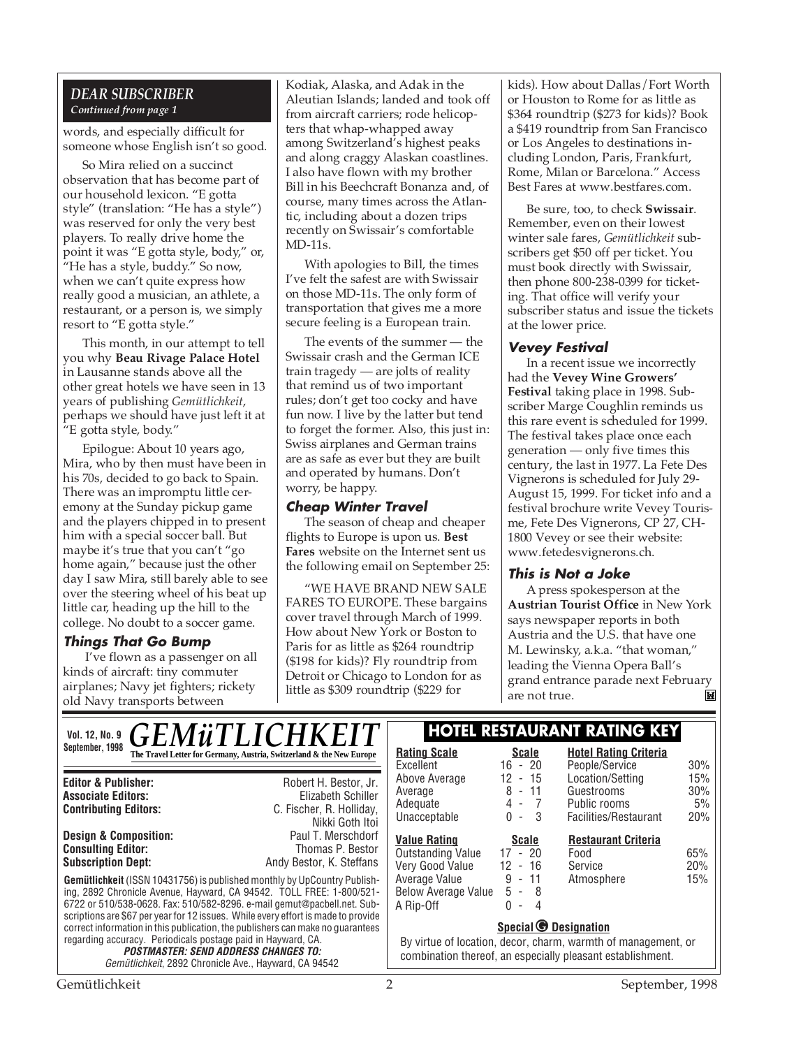## DEAR SUBSCRIBER

*Continued from page 1*

words, and especially difficult for someone whose English isn't so good.

So Mira relied on a succinct observation that has become part of our household lexicon. "E gotta style" (translation: "He has a style") was reserved for only the very best players. To really drive home the point it was "E gotta style, body," or, "He has a style, buddy." So now, when we can't quite express how really good a musician, an athlete, a restaurant, or a person is, we simply resort to "E gotta style."

This month, in our attempt to tell you why **Beau Rivage Palace Hotel** in Lausanne stands above all the other great hotels we have seen in 13 years of publishing *Gemütlichkeit*, perhaps we should have just left it at "E gotta style, body."

Epilogue: About 10 years ago, Mira, who by then must have been in his 70s, decided to go back to Spain. There was an impromptu little ceremony at the Sunday pickup game and the players chipped in to present him with a special soccer ball. But maybe it's true that you can't "go home again," because just the other day I saw Mira, still barely able to see over the steering wheel of his beat up little car, heading up the hill to the college. No doubt to a soccer game.

### Things That Go Bump

I've flown as a passenger on all kinds of aircraft: tiny commuter airplanes; Navy jet fighters; rickety old Navy transports between Kodiak, Alaska, and Adak in the Aleutian Islands; landed and took off from aircraft carriers; rode helicopters that whap-whapped away among Switzerland's highest peaks and along craggy Alaskan coastlines. I also have flown with my brother Bill in his Beechcraft Bonanza and, of course, many times across the Atlantic, including about a dozen trips recently on Swissair's comfortable MD-11s.

With apologies to Bill, the times I've felt the safest are with Swissair on those MD-11s. The only form of transportation that gives me a more secure feeling is a European train.

The events of the summer — the Swissair crash and the German ICE train tragedy — are jolts of reality that remind us of two important rules; don't get too cocky and have fun now. I live by the latter but tend to forget the former. Also, this just in: Swiss airplanes and German trains are as safe as ever but they are built and operated by humans. Don't worry, be happy.

### Cheap Winter Travel

The season of cheap and cheaper flights to Europe is upon us. **Best Fares** website on the Internet sent us the following email on September 25:

"WE HAVE BRAND NEW SALE FARES TO EUROPE. These bargains cover travel through March of 1999. How about New York or Boston to Paris for as little as $264 roundtrip ($198 for kids)? Fly roundtrip from Detroit or Chicago to London for as little as $309 roundtrip ($229 for kids). How about Dallas/Fort Worth or Houston to Rome for as little as $364 roundtrip ($273 for kids)? Book a $419 roundtrip from San Francisco or Los Angeles to destinations including London, Paris, Frankfurt, Rome, Milan or Barcelona." Access Best Fares at www.bestfares.com.

Be sure, too, to check **Swissair**. Remember, even on their lowest winter sale fares, *Gemütlichkeit* subscribers get $50 off per ticket. You must book directly with Swissair, then phone 800-238-0399 for ticketing. That office will verify your subscriber status and issue the tickets at the lower price.

### Vevey Festival

In a recent issue we incorrectly had the **Vevey Wine Growers' Festival** taking place in 1998. Subscriber Marge Coughlin reminds us this rare event is scheduled for 1999. The festival takes place once each generation — only five times this century, the last in 1977. La Fete Des Vignerons is scheduled for July 29-August 15, 1999. For ticket info and a festival brochure write Vevey Tourisme, Fete Des Vignerons, CP 27, CH-1800 Vevey or see their website: www.fetedesvignerons.ch.

### This is Not a Joke

A press spokesperson at the **Austrian Tourist Office** in New York says newspaper reports in both Austria and the U.S. that have one M. Lewinsky, a.k.a. "that woman," leading the Vienna Opera Ball's grand entrance parade next February are not true.

---

**Vol. 12, No. 9**
**September, 1998**

# GEMüTLICHKEIT

**The Travel Letter for Germany, Austria, Switzerland & the New Europe**

| | |
|---|---|
| **Editor & Publisher:** | Robert H. Bestor, Jr. |
| **Associate Editors:** | Elizabeth Schiller |
| **Contributing Editors:** | C. Fischer, R. Holliday, Nikki Goth Itoi |
| **Design & Composition:** | Paul T. Merschdorf |
| **Consulting Editor:** | Thomas P. Bestor |
| **Subscription Dept:** | Andy Bestor, K. Steffans |

**Gemütlichkeit** (ISSN 10431756) is published monthly by UpCountry Publishing, 2892 Chronicle Avenue, Hayward, CA 94542. TOLL FREE: 1-800/521-6722 or 510/538-0628. Fax: 510/582-8296. e-mail gemut@pacbell.net. Subscriptions are $67 per year for 12 issues. While every effort is made to provide correct information in this publication, the publishers can make no guarantees regarding accuracy. Periodicals postage paid in Hayward, CA.

***POSTMASTER: SEND ADDRESS CHANGES TO:***
*Gemütlichkeit*, 2892 Chronicle Ave., Hayward, CA 94542

## HOTEL RESTAURANT RATING KEY

| Rating Scale | Scale |
|---|---|
| Excellent | 16 - 20 |
| Above Average | 12 - 15 |
| Average | 8 - 11 |
| Adequate | 4 - 7 |
| Unacceptable | 0 - 3 |

| Value Rating | Scale |
|---|---|
| Outstanding Value | 17 - 20 |
| Very Good Value | 12 - 16 |
| Average Value | 9 - 11 |
| Below Average Value | 5 - 8 |
| A Rip-Off | 0 - 4 |

| Hotel Rating Criteria | |
|---|---|
| People/Service | 30% |
| Location/Setting | 15% |
| Guestrooms | 30% |
| Public rooms | 5% |
| Facilities/Restaurant | 20% |

| Restaurant Criteria | |
|---|---|
| Food | 65% |
| Service | 20% |
| Atmosphere | 15% |

**Special G Designation**

By virtue of location, decor, charm, warmth of management, or combination thereof, an especially pleasant establishment.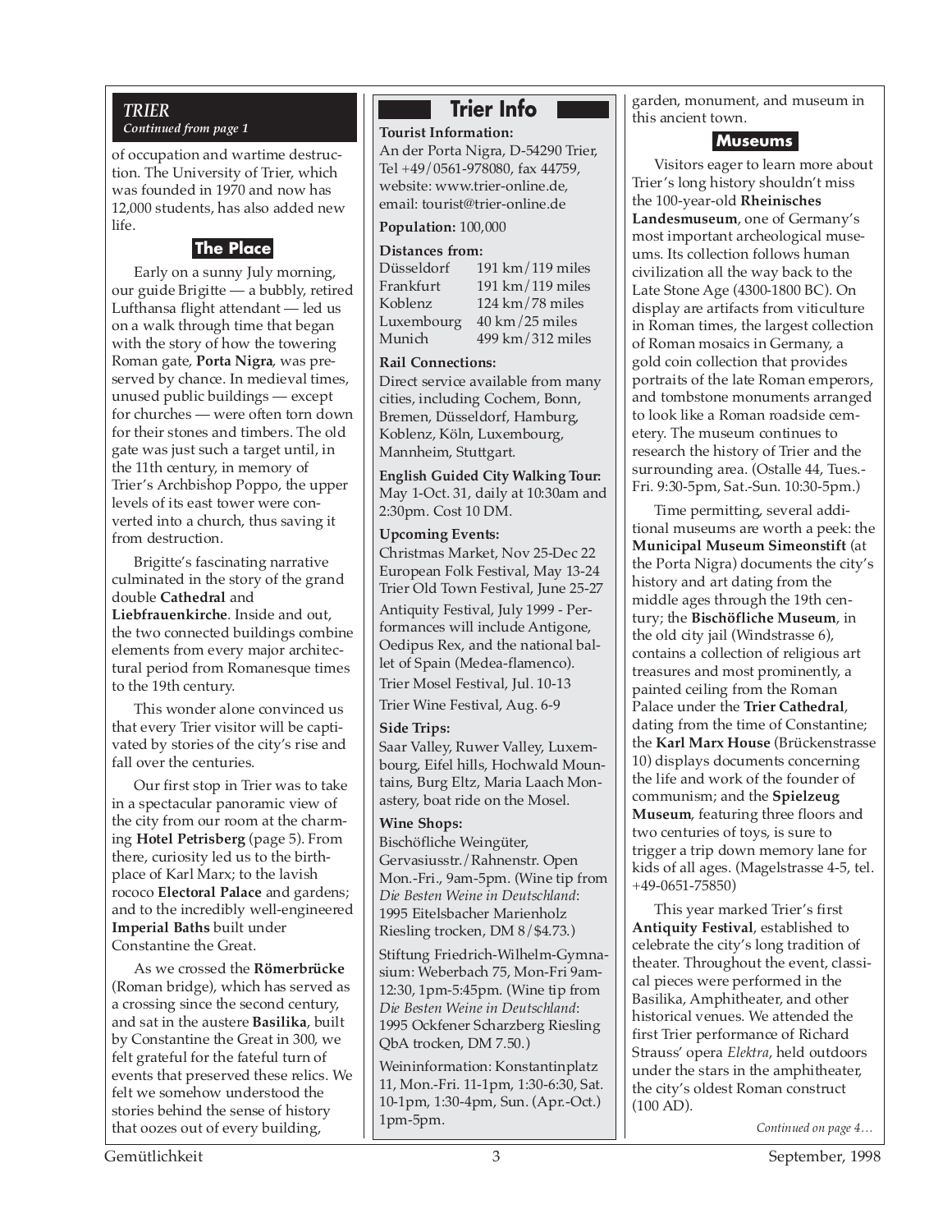*TRIER*

*Continued from page 1*

of occupation and wartime destruction. The University of Trier, which was founded in 1970 and now has 12,000 students, has also added new life.

## The Place

Early on a sunny July morning, our guide Brigitte — a bubbly, retired Lufthansa flight attendant — led us on a walk through time that began with the story of how the towering Roman gate, **Porta Nigra**, was preserved by chance. In medieval times, unused public buildings — except for churches — were often torn down for their stones and timbers. The old gate was just such a target until, in the 11th century, in memory of Trier's Archbishop Poppo, the upper levels of its east tower were converted into a church, thus saving it from destruction.

Brigitte's fascinating narrative culminated in the story of the grand double **Cathedral** and **Liebfrauenkirche**. Inside and out, the two connected buildings combine elements from every major architectural period from Romanesque times to the 19th century.

This wonder alone convinced us that every Trier visitor will be captivated by stories of the city's rise and fall over the centuries.

Our first stop in Trier was to take in a spectacular panoramic view of the city from our room at the charming **Hotel Petrisberg** (page 5). From there, curiosity led us to the birthplace of Karl Marx; to the lavish rococo **Electoral Palace** and gardens; and to the incredibly well-engineered **Imperial Baths** built under Constantine the Great.

As we crossed the **Römerbrücke** (Roman bridge), which has served as a crossing since the second century, and sat in the austere **Basilika**, built by Constantine the Great in 300, we felt grateful for the fateful turn of events that preserved these relics. We felt we somehow understood the stories behind the sense of history that oozes out of every building, garden, monument, and museum in this ancient town.

## Trier Info

**Tourist Information:**
An der Porta Nigra, D-54290 Trier, Tel +49/0561-978080, fax 44759, website: www.trier-online.de, email: tourist@trier-online.de

**Population:** 100,000

**Distances from:**

| | |
|---|---|
| Düsseldorf | 191 km/119 miles |
| Frankfurt | 191 km/119 miles |
| Koblenz | 124 km/78 miles |
| Luxembourg | 40 km/25 miles |
| Munich | 499 km/312 miles |

**Rail Connections:**
Direct service available from many cities, including Cochem, Bonn, Bremen, Düsseldorf, Hamburg, Koblenz, Köln, Luxembourg, Mannheim, Stuttgart.

**English Guided City Walking Tour:**
May 1-Oct. 31, daily at 10:30am and 2:30pm. Cost 10 DM.

**Upcoming Events:**
Christmas Market, Nov 25-Dec 22
European Folk Festival, May 13-24
Trier Old Town Festival, June 25-27
Antiquity Festival, July 1999 - Performances will include Antigone, Oedipus Rex, and the national ballet of Spain (Medea-flamenco).
Trier Mosel Festival, Jul. 10-13
Trier Wine Festival, Aug. 6-9

**Side Trips:**
Saar Valley, Ruwer Valley, Luxembourg, Eifel hills, Hochwald Mountains, Burg Eltz, Maria Laach Monastery, boat ride on the Mosel.

**Wine Shops:**
Bischöfliche Weingüter, Gervasiusstr./Rahnenstr. Open Mon.-Fri., 9am-5pm. (Wine tip from *Die Besten Weine in Deutschland*: 1995 Eitelsbacher Marienholz Riesling trocken, DM 8/$4.73.)

Stiftung Friedrich-Wilhelm-Gymnasium: Weberbach 75, Mon-Fri 9am-12:30, 1pm-5:45pm. (Wine tip from *Die Besten Weine in Deutschland*: 1995 Ockfener Scharzberg Riesling QbA trocken, DM 7.50.)

Weininformation: Konstantinplatz 11, Mon.-Fri. 11-1pm, 1:30-6:30, Sat. 10-1pm, 1:30-4pm, Sun. (Apr.-Oct.) 1pm-5pm.

## Museums

Visitors eager to learn more about Trier's long history shouldn't miss the 100-year-old **Rheinisches Landesmuseum**, one of Germany's most important archeological museums. Its collection follows human civilization all the way back to the Late Stone Age (4300-1800 BC). On display are artifacts from viticulture in Roman times, the largest collection of Roman mosaics in Germany, a gold coin collection that provides portraits of the late Roman emperors, and tombstone monuments arranged to look like a Roman roadside cemetery. The museum continues to research the history of Trier and the surrounding area. (Ostalle 44, Tues.-Fri. 9:30-5pm, Sat.-Sun. 10:30-5pm.)

Time permitting, several additional museums are worth a peek: the **Municipal Museum Simeonstift** (at the Porta Nigra) documents the city's history and art dating from the middle ages through the 19th century; the **Bischöfliche Museum**, in the old city jail (Windstrasse 6), contains a collection of religious art treasures and most prominently, a painted ceiling from the Roman Palace under the **Trier Cathedral**, dating from the time of Constantine; the **Karl Marx House** (Brückenstrasse 10) displays documents concerning the life and work of the founder of communism; and the **Spielzeug Museum**, featuring three floors and two centuries of toys, is sure to trigger a trip down memory lane for kids of all ages. (Magelstrasse 4-5, tel. +49-0651-75850)

This year marked Trier's first **Antiquity Festival**, established to celebrate the city's long tradition of theater. Throughout the event, classical pieces were performed in the Basilika, Amphitheater, and other historical venues. We attended the first Trier performance of Richard Strauss' opera *Elektra*, held outdoors under the stars in the amphitheater, the city's oldest Roman construct (100 AD).

*Continued on page 4…*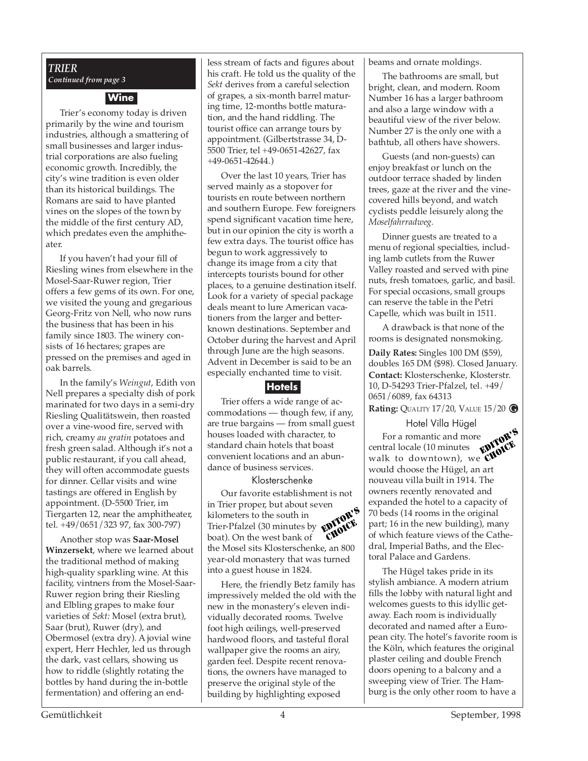*TRIER*
*Continued from page 3*

## Wine

Trier's economy today is driven primarily by the wine and tourism industries, although a smattering of small businesses and larger industrial corporations are also fueling economic growth. Incredibly, the city's wine tradition is even older than its historical buildings. The Romans are said to have planted vines on the slopes of the town by the middle of the first century AD, which predates even the amphitheater.

If you haven't had your fill of Riesling wines from elsewhere in the Mosel-Saar-Ruwer region, Trier offers a few gems of its own. For one, we visited the young and gregarious Georg-Fritz von Nell, who now runs the business that has been in his family since 1803. The winery consists of 16 hectares; grapes are pressed on the premises and aged in oak barrels.

In the family's *Weingut*, Edith von Nell prepares a specialty dish of pork marinated for two days in a semi-dry Riesling Qualitätswein, then roasted over a vine-wood fire, served with rich, creamy *au gratin* potatoes and fresh green salad. Although it's not a public restaurant, if you call ahead, they will often accommodate guests for dinner. Cellar visits and wine tastings are offered in English by appointment. (D-5500 Trier, im Tiergarten 12, near the amphitheater, tel. +49/0651/323 97, fax 300-797)

Another stop was **Saar-Mosel Winzersekt**, where we learned about the traditional method of making high-quality sparkling wine. At this facility, vintners from the Mosel-Saar-Ruwer region bring their Riesling and Elbling grapes to make four varieties of *Sekt:* Mosel (extra brut), Saar (brut), Ruwer (dry), and Obermosel (extra dry). A jovial wine expert, Herr Hechler, led us through the dark, vast cellars, showing us how to riddle (slightly rotating the bottles by hand during the in-bottle fermentation) and offering an endless stream of facts and figures about his craft. He told us the quality of the *Sekt* derives from a careful selection of grapes, a six-month barrel maturing time, 12-months bottle maturation, and the hand riddling. The tourist office can arrange tours by appointment. (Gilbertstrasse 34, D-5500 Trier, tel +49-0651-42627, fax +49-0651-42644.)

Over the last 10 years, Trier has served mainly as a stopover for tourists en route between northern and southern Europe. Few foreigners spend significant vacation time here, but in our opinion the city is worth a few extra days. The tourist office has begun to work aggressively to change its image from a city that intercepts tourists bound for other places, to a genuine destination itself. Look for a variety of special package deals meant to lure American vacationers from the larger and better-known destinations. September and October during the harvest and April through June are the high seasons. Advent in December is said to be an especially enchanted time to visit.

## Hotels

Trier offers a wide range of accommodations — though few, if any, are true bargains — from small guest houses loaded with character, to standard chain hotels that boast convenient locations and an abundance of business services.

### Klosterschenke

EDITOR'S CHOICE

Our favorite establishment is not in Trier proper, but about seven kilometers to the south in Trier-Pfalzel (30 minutes by boat). On the west bank of the Mosel sits Klosterschenke, an 800 year-old monastery that was turned into a guest house in 1824.

Here, the friendly Betz family has impressively melded the old with the new in the monastery's eleven individually decorated rooms. Twelve foot high ceilings, well-preserved hardwood floors, and tasteful floral wallpaper give the rooms an airy, garden feel. Despite recent renovations, the owners have managed to preserve the original style of the building by highlighting exposed beams and ornate moldings.

The bathrooms are small, but bright, clean, and modern. Room Number 16 has a larger bathroom and also a large window with a beautiful view of the river below. Number 27 is the only one with a bathtub, all others have showers.

Guests (and non-guests) can enjoy breakfast or lunch on the outdoor terrace shaded by linden trees, gaze at the river and the vine-covered hills beyond, and watch cyclists peddle leisurely along the *Moselfahrradweg.*

Dinner guests are treated to a menu of regional specialties, including lamb cutlets from the Ruwer Valley roasted and served with pine nuts, fresh tomatoes, garlic, and basil. For special occasions, small groups can reserve the table in the Petri Capelle, which was built in 1511.

A drawback is that none of the rooms is designated nonsmoking.

**Daily Rates:** Singles 100 DM ($59), doubles 165 DM ($98). Closed January.
**Contact:** Klosterschenke, Klosterstr. 10, D-54293 Trier-Pfalzel, tel. +49/0651/6089, fax 64313
**Rating:** QUALITY 17/20, VALUE 15/20 G

### Hotel Villa Hügel

EDITOR'S CHOICE

For a romantic and more central locale (10 minutes walk to downtown), we would choose the Hügel, an art nouveau villa built in 1914. The owners recently renovated and expanded the hotel to a capacity of 70 beds (14 rooms in the original part; 16 in the new building), many of which feature views of the Cathedral, Imperial Baths, and the Electoral Palace and Gardens.

The Hügel takes pride in its stylish ambiance. A modern atrium fills the lobby with natural light and welcomes guests to this idyllic getaway. Each room is individually decorated and named after a European city. The hotel's favorite room is the Köln, which features the original plaster ceiling and double French doors opening to a balcony and a sweeping view of Trier. The Hamburg is the only other room to have a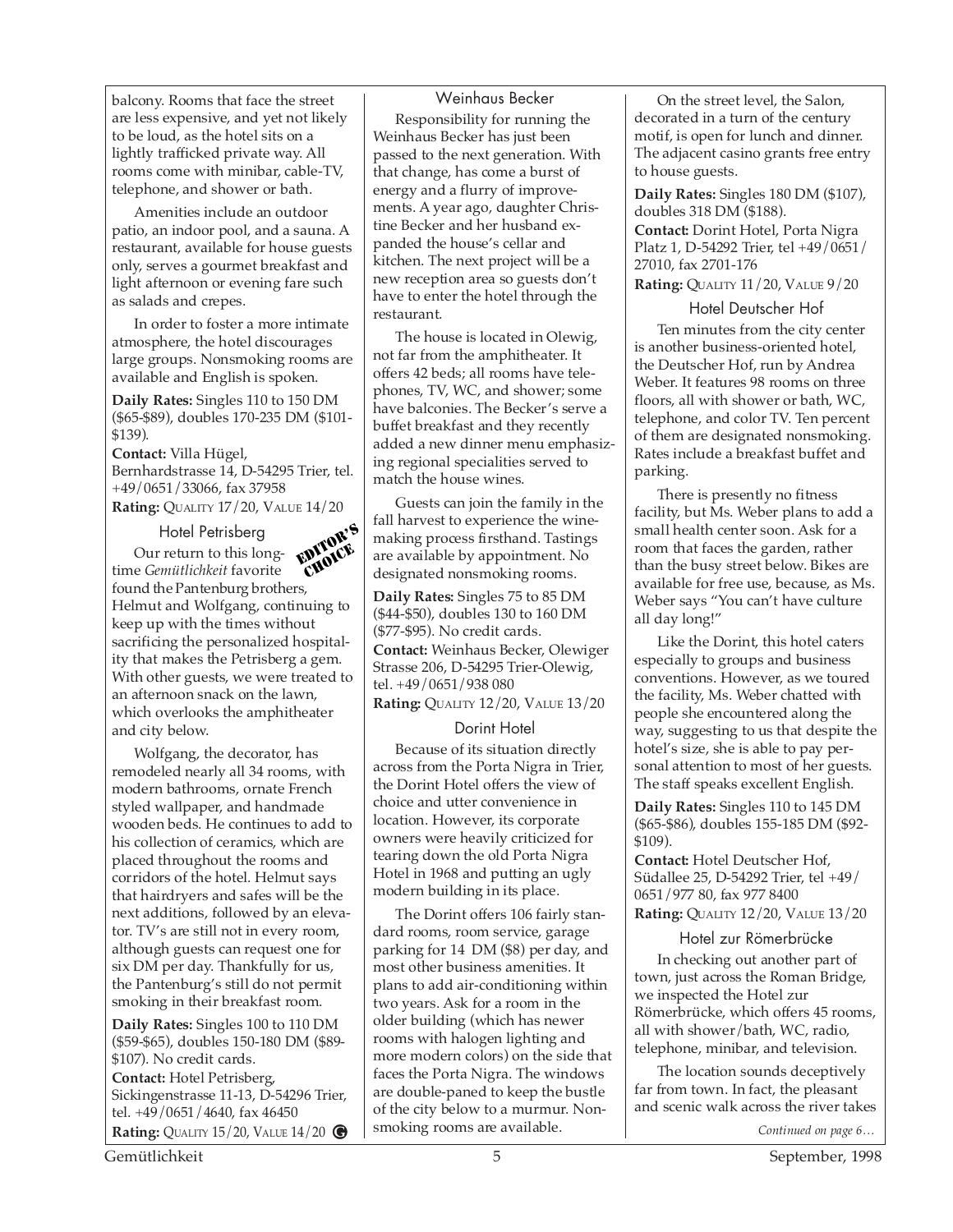balcony. Rooms that face the street are less expensive, and yet not likely to be loud, as the hotel sits on a lightly trafficked private way. All rooms come with minibar, cable-TV, telephone, and shower or bath.

Amenities include an outdoor patio, an indoor pool, and a sauna. A restaurant, available for house guests only, serves a gourmet breakfast and light afternoon or evening fare such as salads and crepes.

In order to foster a more intimate atmosphere, the hotel discourages large groups. Nonsmoking rooms are available and English is spoken.

**Daily Rates:** Singles 110 to 150 DM ($65-$89), doubles 170-235 DM ($101-$139).

**Contact:** Villa Hügel, Bernhardstrasse 14, D-54295 Trier, tel. +49/0651/33066, fax 37958

**Rating:** QUALITY 17/20, VALUE 14/20

### Hotel Petrisberg

EDITOR'S CHOICE

Our return to this long-time *Gemütlichkeit* favorite found the Pantenburg brothers, Helmut and Wolfgang, continuing to keep up with the times without sacrificing the personalized hospitality that makes the Petrisberg a gem. With other guests, we were treated to an afternoon snack on the lawn, which overlooks the amphitheater and city below.

Wolfgang, the decorator, has remodeled nearly all 34 rooms, with modern bathrooms, ornate French styled wallpaper, and handmade wooden beds. He continues to add to his collection of ceramics, which are placed throughout the rooms and corridors of the hotel. Helmut says that hairdryers and safes will be the next additions, followed by an elevator. TV's are still not in every room, although guests can request one for six DM per day. Thankfully for us, the Pantenburg's still do not permit smoking in their breakfast room.

**Daily Rates:** Singles 100 to 110 DM ($59-$65), doubles 150-180 DM ($89-$107). No credit cards.

**Contact:** Hotel Petrisberg, Sickingenstrasse 11-13, D-54296 Trier, tel. +49/0651/4640, fax 46450

**Rating:** QUALITY 15/20, VALUE 14/20 G

### Weinhaus Becker

Responsibility for running the Weinhaus Becker has just been passed to the next generation. With that change, has come a burst of energy and a flurry of improvements. A year ago, daughter Christine Becker and her husband expanded the house's cellar and kitchen. The next project will be a new reception area so guests don't have to enter the hotel through the restaurant.

The house is located in Olewig, not far from the amphitheater. It offers 42 beds; all rooms have telephones, TV, WC, and shower; some have balconies. The Becker's serve a buffet breakfast and they recently added a new dinner menu emphasizing regional specialities served to match the house wines.

Guests can join the family in the fall harvest to experience the winemaking process firsthand. Tastings are available by appointment. No designated nonsmoking rooms.

**Daily Rates:** Singles 75 to 85 DM ($44-$50), doubles 130 to 160 DM ($77-$95). No credit cards.

**Contact:** Weinhaus Becker, Olewiger Strasse 206, D-54295 Trier-Olewig, tel. +49/0651/938 080

**Rating:** QUALITY 12/20, VALUE 13/20

### Dorint Hotel

Because of its situation directly across from the Porta Nigra in Trier, the Dorint Hotel offers the view of choice and utter convenience in location. However, its corporate owners were heavily criticized for tearing down the old Porta Nigra Hotel in 1968 and putting an ugly modern building in its place.

The Dorint offers 106 fairly standard rooms, room service, garage parking for 14 DM ($8) per day, and most other business amenities. It plans to add air-conditioning within two years. Ask for a room in the older building (which has newer rooms with halogen lighting and more modern colors) on the side that faces the Porta Nigra. The windows are double-paned to keep the bustle of the city below to a murmur. Nonsmoking rooms are available.

On the street level, the Salon, decorated in a turn of the century motif, is open for lunch and dinner. The adjacent casino grants free entry to house guests.

**Daily Rates:** Singles 180 DM ($107), doubles 318 DM ($188).

**Contact:** Dorint Hotel, Porta Nigra Platz 1, D-54292 Trier, tel +49/0651/27010, fax 2701-176

**Rating:** QUALITY 11/20, VALUE 9/20

### Hotel Deutscher Hof

Ten minutes from the city center is another business-oriented hotel, the Deutscher Hof, run by Andrea Weber. It features 98 rooms on three floors, all with shower or bath, WC, telephone, and color TV. Ten percent of them are designated nonsmoking. Rates include a breakfast buffet and parking.

There is presently no fitness facility, but Ms. Weber plans to add a small health center soon. Ask for a room that faces the garden, rather than the busy street below. Bikes are available for free use, because, as Ms. Weber says "You can't have culture all day long!"

Like the Dorint, this hotel caters especially to groups and business conventions. However, as we toured the facility, Ms. Weber chatted with people she encountered along the way, suggesting to us that despite the hotel's size, she is able to pay personal attention to most of her guests. The staff speaks excellent English.

**Daily Rates:** Singles 110 to 145 DM ($65-$86), doubles 155-185 DM ($92-$109).

**Contact:** Hotel Deutscher Hof, Südallee 25, D-54292 Trier, tel +49/0651/977 80, fax 977 8400

**Rating:** QUALITY 12/20, VALUE 13/20

### Hotel zur Römerbrücke

In checking out another part of town, just across the Roman Bridge, we inspected the Hotel zur Römerbrücke, which offers 45 rooms, all with shower/bath, WC, radio, telephone, minibar, and television.

The location sounds deceptively far from town. In fact, the pleasant and scenic walk across the river takes

*Continued on page 6…*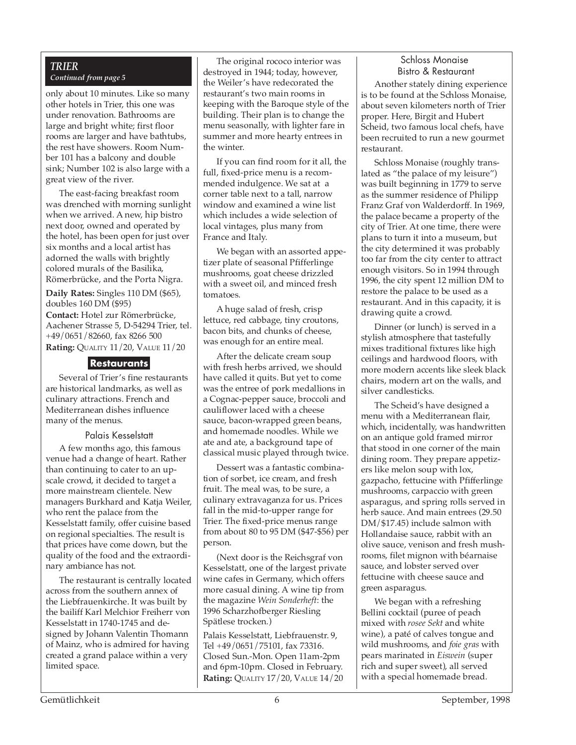***TRIER***
***Continued from page 5***

only about 10 minutes. Like so many other hotels in Trier, this one was under renovation. Bathrooms are large and bright white; first floor rooms are larger and have bathtubs, the rest have showers. Room Number 101 has a balcony and double sink; Number 102 is also large with a great view of the river.

The east-facing breakfast room was drenched with morning sunlight when we arrived. A new, hip bistro next door, owned and operated by the hotel, has been open for just over six months and a local artist has adorned the walls with brightly colored murals of the Basilika, Römerbrücke, and the Porta Nigra.

**Daily Rates:** Singles 110 DM ($65), doubles 160 DM ($95)
**Contact:** Hotel zur Römerbrücke, Aachener Strasse 5, D-54294 Trier, tel. +49/0651/82660, fax 8266 500
**Rating:** QUALITY 11/20, VALUE 11/20

## Restaurants

Several of Trier's fine restaurants are historical landmarks, as well as culinary attractions. French and Mediterranean dishes influence many of the menus.

### Palais Kesselstatt

A few months ago, this famous venue had a change of heart. Rather than continuing to cater to an upscale crowd, it decided to target a more mainstream clientele. New managers Burkhard and Katja Weiler, who rent the palace from the Kesselstatt family, offer cuisine based on regional specialties. The result is that prices have come down, but the quality of the food and the extraordinary ambiance has not.

The restaurant is centrally located across from the southern annex of the Liebfrauenkirche. It was built by the bailiff Karl Melchior Freiherr von Kesselstatt in 1740-1745 and designed by Johann Valentin Thomann of Mainz, who is admired for having created a grand palace within a very limited space.

The original rococo interior was destroyed in 1944; today, however, the Weiler's have redecorated the restaurant's two main rooms in keeping with the Baroque style of the building. Their plan is to change the menu seasonally, with lighter fare in summer and more hearty entrees in the winter.

If you can find room for it all, the full, fixed-price menu is a recommended indulgence. We sat at a corner table next to a tall, narrow window and examined a wine list which includes a wide selection of local vintages, plus many from France and Italy.

We began with an assorted appetizer plate of seasonal Pfifferlinge mushrooms, goat cheese drizzled with a sweet oil, and minced fresh tomatoes.

A huge salad of fresh, crisp lettuce, red cabbage, tiny croutons, bacon bits, and chunks of cheese, was enough for an entire meal.

After the delicate cream soup with fresh herbs arrived, we should have called it quits. But yet to come was the entree of pork medallions in a Cognac-pepper sauce, broccoli and cauliflower laced with a cheese sauce, bacon-wrapped green beans, and homemade noodles. While we ate and ate, a background tape of classical music played through twice.

Dessert was a fantastic combination of sorbet, ice cream, and fresh fruit. The meal was, to be sure, a culinary extravaganza for us. Prices fall in the mid-to-upper range for Trier. The fixed-price menus range from about 80 to 95 DM ($47-$56) per person.

(Next door is the Reichsgraf von Kesselstatt, one of the largest private wine cafes in Germany, which offers more casual dining. A wine tip from the magazine *Wein Sonderheft*: the 1996 Scharzhofberger Riesling Spätlese trocken.)

Palais Kesselstatt, Liebfrauenstr. 9, Tel +49/0651/75101, fax 73316. Closed Sun.-Mon. Open 11am-2pm and 6pm-10pm. Closed in February.
**Rating:** QUALITY 17/20, VALUE 14/20

### Schloss Monaise Bistro & Restaurant

Another stately dining experience is to be found at the Schloss Monaise, about seven kilometers north of Trier proper. Here, Birgit and Hubert Scheid, two famous local chefs, have been recruited to run a new gourmet restaurant.

Schloss Monaise (roughly translated as "the palace of my leisure") was built beginning in 1779 to serve as the summer residence of Philipp Franz Graf von Walderdorff. In 1969, the palace became a property of the city of Trier. At one time, there were plans to turn it into a museum, but the city determined it was probably too far from the city center to attract enough visitors. So in 1994 through 1996, the city spent 12 million DM to restore the palace to be used as a restaurant. And in this capacity, it is drawing quite a crowd.

Dinner (or lunch) is served in a stylish atmosphere that tastefully mixes traditional fixtures like high ceilings and hardwood floors, with more modern accents like sleek black chairs, modern art on the walls, and silver candlesticks.

The Scheid's have designed a menu with a Mediterranean flair, which, incidentally, was handwritten on an antique gold framed mirror that stood in one corner of the main dining room. They prepare appetizers like melon soup with lox, gazpacho, fettucine with Pfifferlinge mushrooms, carpaccio with green asparagus, and spring rolls served in herb sauce. And main entrees (29.50 DM/$17.45) include salmon with Hollandaise sauce, rabbit with an olive sauce, venison and fresh mushrooms, filet mignon with béarnaise sauce, and lobster served over fettucine with cheese sauce and green asparagus.

We began with a refreshing Bellini cocktail (puree of peach mixed with *rosee Sekt* and white wine), a paté of calves tongue and wild mushrooms, and *foie gras* with pears marinated in *Eiswein* (super rich and super sweet), all served with a special homemade bread.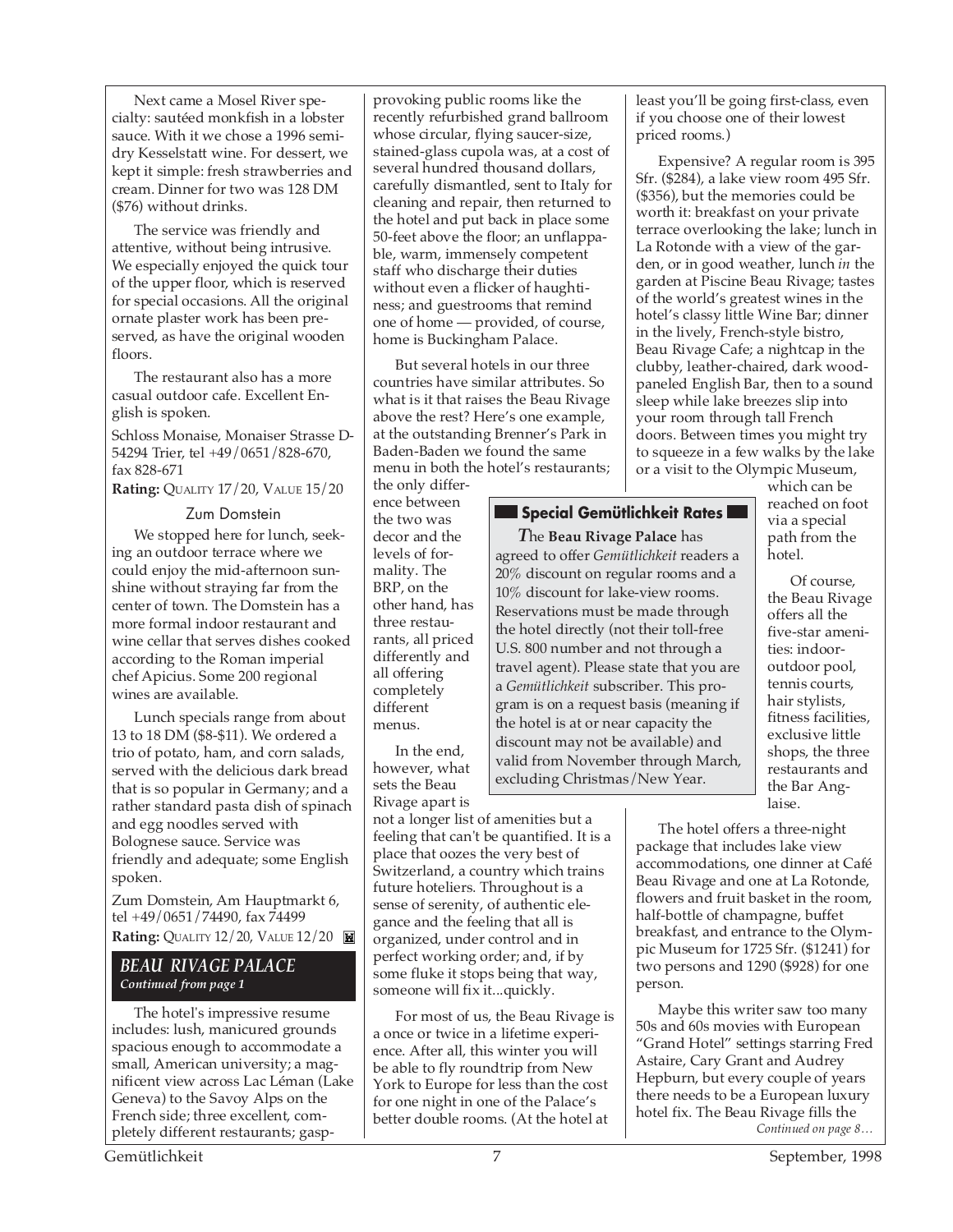Next came a Mosel River specialty: sautéed monkfish in a lobster sauce. With it we chose a 1996 semi-dry Kesselstatt wine. For dessert, we kept it simple: fresh strawberries and cream. Dinner for two was 128 DM ($76) without drinks.

The service was friendly and attentive, without being intrusive. We especially enjoyed the quick tour of the upper floor, which is reserved for special occasions. All the original ornate plaster work has been preserved, as have the original wooden floors.

The restaurant also has a more casual outdoor cafe. Excellent English is spoken.

Schloss Monaise, Monaiser Strasse D-54294 Trier, tel +49/0651/828-670, fax 828-671

**Rating:** QUALITY 17/20, VALUE 15/20

### Zum Domstein

We stopped here for lunch, seeking an outdoor terrace where we could enjoy the mid-afternoon sunshine without straying far from the center of town. The Domstein has a more formal indoor restaurant and wine cellar that serves dishes cooked according to the Roman imperial chef Apicius. Some 200 regional wines are available.

Lunch specials range from about 13 to 18 DM ($8-$11). We ordered a trio of potato, ham, and corn salads, served with the delicious dark bread that is so popular in Germany; and a rather standard pasta dish of spinach and egg noodles served with Bolognese sauce. Service was friendly and adequate; some English spoken.

Zum Domstein, Am Hauptmarkt 6, tel +49/0651/74490, fax 74499

**Rating:** QUALITY 12/20, VALUE 12/20

## *BEAU RIVAGE PALACE*

***Continued from page 1***

The hotel's impressive resume includes: lush, manicured grounds spacious enough to accommodate a small, American university; a magnificent view across Lac Léman (Lake Geneva) to the Savoy Alps on the French side; three excellent, completely different restaurants; gasp-provoking public rooms like the recently refurbished grand ballroom whose circular, flying saucer-size, stained-glass cupola was, at a cost of several hundred thousand dollars, carefully dismantled, sent to Italy for cleaning and repair, then returned to the hotel and put back in place some 50-feet above the floor; an unflappable, warm, immensely competent staff who discharge their duties without even a flicker of haughtiness; and guestrooms that remind one of home — provided, of course, home is Buckingham Palace.

But several hotels in our three countries have similar attributes. So what is it that raises the Beau Rivage above the rest? Here's one example, at the outstanding Brenner's Park in Baden-Baden we found the same menu in both the hotel's restaurants; the only difference between the two was decor and the levels of formality. The BRP, on the other hand, has three restaurants, all priced differently and all offering completely different menus.

In the end, however, what sets the Beau Rivage apart is not a longer list of amenities but a feeling that can't be quantified. It is a place that oozes the very best of Switzerland, a country which trains future hoteliers. Throughout is a sense of serenity, of authentic elegance and the feeling that all is organized, under control and in perfect working order; and, if by some fluke it stops being that way, someone will fix it...quickly.

For most of us, the Beau Rivage is a once or twice in a lifetime experience. After all, this winter you will be able to fly roundtrip from New York to Europe for less than the cost for one night in one of the Palace's better double rooms. (At the hotel at least you'll be going first-class, even if you choose one of their lowest priced rooms.)

Expensive? A regular room is 395 Sfr. ($284), a lake view room 495 Sfr. ($356), but the memories could be worth it: breakfast on your private terrace overlooking the lake; lunch in La Rotonde with a view of the garden, or in good weather, lunch *in* the garden at Piscine Beau Rivage; tastes of the world's greatest wines in the hotel's classy little Wine Bar; dinner in the lively, French-style bistro, Beau Rivage Cafe; a nightcap in the clubby, leather-chaired, dark wood-paneled English Bar, then to a sound sleep while lake breezes slip into your room through tall French doors. Between times you might try to squeeze in a few walks by the lake or a visit to the Olympic Museum, which can be reached on foot via a special path from the hotel.

Of course, the Beau Rivage offers all the five-star amenities: indoor-outdoor pool, tennis courts, hair stylists, fitness facilities, exclusive little shops, the three restaurants and the Bar Anglaise.

The hotel offers a three-night package that includes lake view accommodations, one dinner at Café Beau Rivage and one at La Rotonde, flowers and fruit basket in the room, half-bottle of champagne, buffet breakfast, and entrance to the Olympic Museum for 1725 Sfr. ($1241) for two persons and 1290 ($928) for one person.

Maybe this writer saw too many 50s and 60s movies with European "Grand Hotel" settings starring Fred Astaire, Cary Grant and Audrey Hepburn, but every couple of years there needs to be a European luxury hotel fix. The Beau Rivage fills the

*Continued on page 8…*

### Special Gemütlichkeit Rates

The **Beau Rivage Palace** has agreed to offer *Gemütlichkeit* readers a 20% discount on regular rooms and a 10% discount for lake-view rooms. Reservations must be made through the hotel directly (not their toll-free U.S. 800 number and not through a travel agent). Please state that you are a *Gemütlichkeit* subscriber. This program is on a request basis (meaning if the hotel is at or near capacity the discount may not be available) and valid from November through March, excluding Christmas/New Year.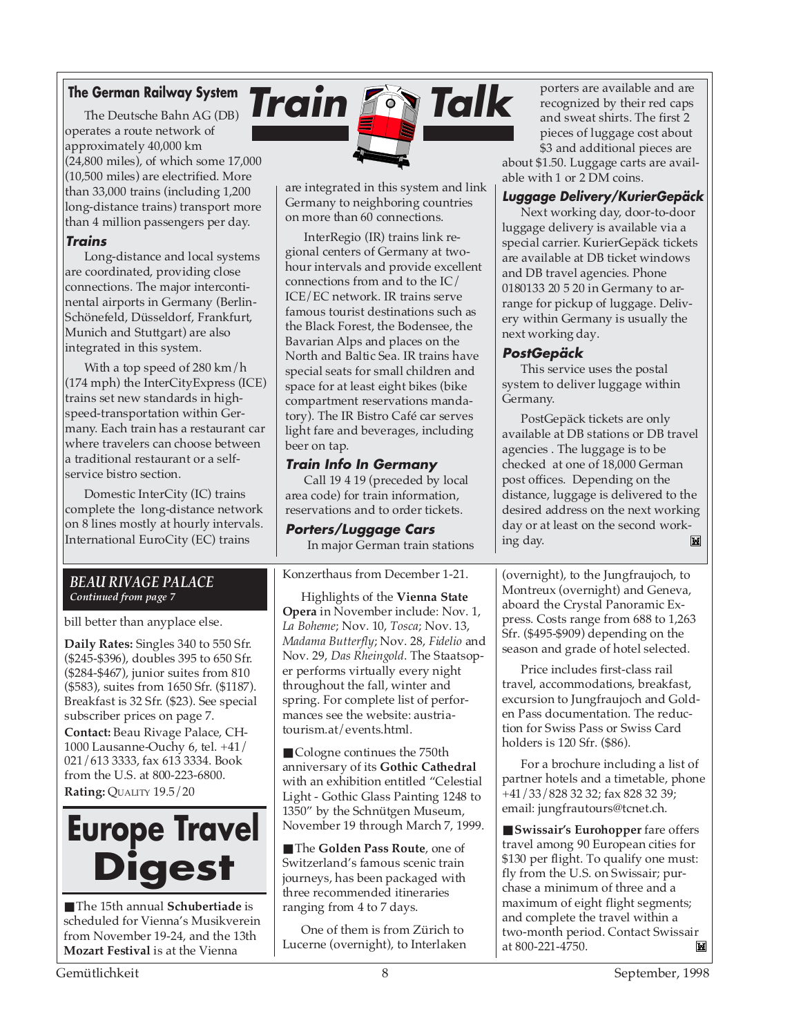# Train Talk

## The German Railway System

The Deutsche Bahn AG (DB) operates a route network of approximately 40,000 km (24,800 miles), of which some 17,000 (10,500 miles) are electrified. More than 33,000 trains (including 1,200 long-distance trains) transport more than 4 million passengers per day.

### Trains

Long-distance and local systems are coordinated, providing close connections. The major intercontinental airports in Germany (Berlin-Schönefeld, Düsseldorf, Frankfurt, Munich and Stuttgart) are also integrated in this system.

With a top speed of 280 km/h (174 mph) the InterCityExpress (ICE) trains set new standards in high-speed-transportation within Germany. Each train has a restaurant car where travelers can choose between a traditional restaurant or a self-service bistro section.

Domestic InterCity (IC) trains complete the long-distance network on 8 lines mostly at hourly intervals. International EuroCity (EC) trains are integrated in this system and link Germany to neighboring countries on more than 60 connections.

InterRegio (IR) trains link regional centers of Germany at two-hour intervals and provide excellent connections from and to the IC/ICE/EC network. IR trains serve famous tourist destinations such as the Black Forest, the Bodensee, the Bavarian Alps and places on the North and Baltic Sea. IR trains have special seats for small children and space for at least eight bikes (bike compartment reservations mandatory). The IR Bistro Café car serves light fare and beverages, including beer on tap.

### Train Info In Germany

Call 19 4 19 (preceded by local area code) for train information, reservations and to order tickets.

### Porters/Luggage Cars

In major German train stations porters are available and are recognized by their red caps and sweat shirts. The first 2 pieces of luggage cost about $3 and additional pieces are about $1.50. Luggage carts are available with 1 or 2 DM coins.

### Luggage Delivery/KurierGepäck

Next working day, door-to-door luggage delivery is available via a special carrier. KurierGepäck tickets are available at DB ticket windows and DB travel agencies. Phone 0180133 20 5 20 in Germany to arrange for pickup of luggage. Delivery within Germany is usually the next working day.

### PostGepäck

This service uses the postal system to deliver luggage within Germany.

PostGepäck tickets are only available at DB stations or DB travel agencies . The luggage is to be checked at one of 18,000 German post offices. Depending on the distance, luggage is delivered to the desired address on the next working day or at least on the second working day.

---

## *BEAU RIVAGE PALACE*

*Continued from page 7*

bill better than anyplace else.

**Daily Rates:** Singles 340 to 550 Sfr. ($245-$396), doubles 395 to 650 Sfr. ($284-$467), junior suites from 810 ($583), suites from 1650 Sfr. ($1187). Breakfast is 32 Sfr. ($23). See special subscriber prices on page 7.

**Contact:** Beau Rivage Palace, CH-1000 Lausanne-Ouchy 6, tel. +41/021/613 3333, fax 613 3334. Book from the U.S. at 800-223-6800.

**Rating:** QUALITY 19.5/20

---

# Europe Travel Digest

■ The 15th annual **Schubertiade** is scheduled for Vienna's Musikverein from November 19-24, and the 13th **Mozart Festival** is at the Vienna Konzerthaus from December 1-21.

Highlights of the **Vienna State Opera** in November include: Nov. 1, *La Boheme*; Nov. 10, *Tosca*; Nov. 13, *Madama Butterfly*; Nov. 28, *Fidelio* and Nov. 29, *Das Rheingold*. The Staatsoper performs virtually every night throughout the fall, winter and spring. For complete list of performances see the website: austria-tourism.at/events.html.

■ Cologne continues the 750th anniversary of its **Gothic Cathedral** with an exhibition entitled "Celestial Light - Gothic Glass Painting 1248 to 1350" by the Schnütgen Museum, November 19 through March 7, 1999.

■ The **Golden Pass Route**, one of Switzerland's famous scenic train journeys, has been packaged with three recommended itineraries ranging from 4 to 7 days.

One of them is from Zürich to Lucerne (overnight), to Interlaken (overnight), to the Jungfraujoch, to Montreux (overnight) and Geneva, aboard the Crystal Panoramic Express. Costs range from 688 to 1,263 Sfr. ($495-$909) depending on the season and grade of hotel selected.

Price includes first-class rail travel, accommodations, breakfast, excursion to Jungfraujoch and Golden Pass documentation. The reduction for Swiss Pass or Swiss Card holders is 120 Sfr. ($86).

For a brochure including a list of partner hotels and a timetable, phone +41/33/828 32 32; fax 828 32 39; email: jungfrautours@tcnet.ch.

■ **Swissair's Eurohopper** fare offers travel among 90 European cities for $130 per flight. To qualify one must: fly from the U.S. on Swissair; purchase a minimum of three and a maximum of eight flight segments; and complete the travel within a two-month period. Contact Swissair at 800-221-4750.